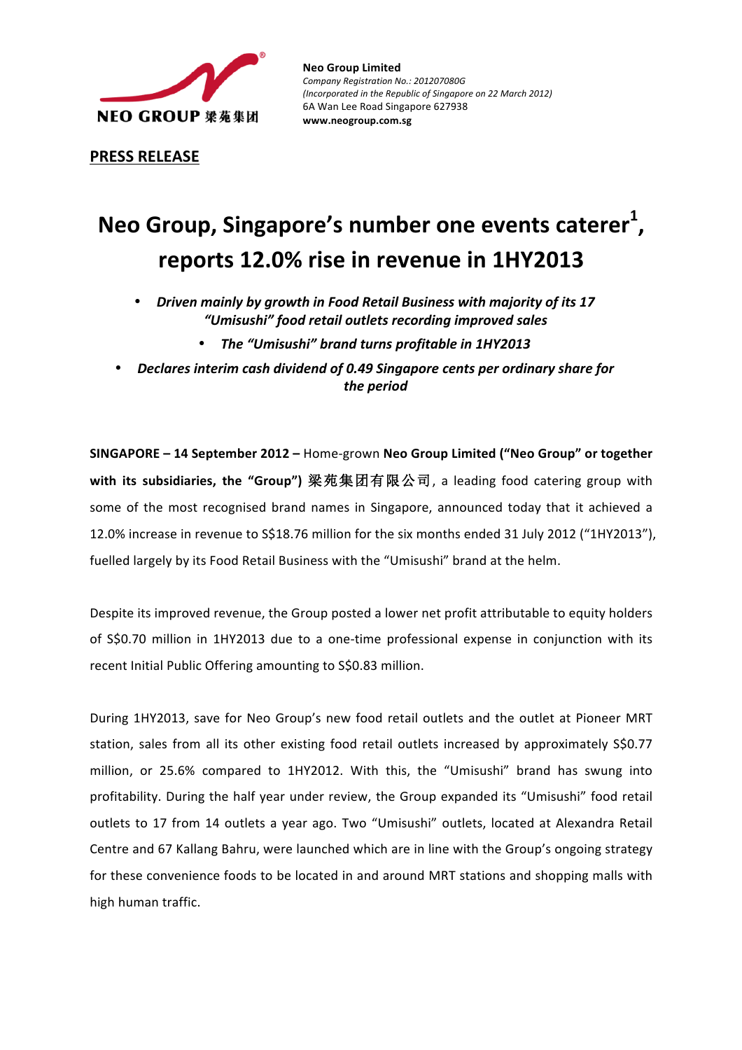NEO GROUP 梁苑集团

**Neo Group Limited**
*Company Registration No.: 201207080G*
*(Incorporated in the Republic of Singapore on 22 March 2012)*
6A Wan Lee Road Singapore 627938
**www.neogroup.com.sg**

**PRESS RELEASE**

# Neo Group, Singapore's number one events caterer[1], reports 12.0% rise in revenue in 1HY2013

- ***Driven mainly by growth in Food Retail Business with majority of its 17 "Umisushi" food retail outlets recording improved sales***
  - ***The "Umisushi" brand turns profitable in 1HY2013***
- ***Declares interim cash dividend of 0.49 Singapore cents per ordinary share for the period***

**SINGAPORE – 14 September 2012 –** Home-grown **Neo Group Limited ("Neo Group" or together with its subsidiaries, the "Group") 梁苑集团有限公司**, a leading food catering group with some of the most recognised brand names in Singapore, announced today that it achieved a 12.0% increase in revenue to S$18.76 million for the six months ended 31 July 2012 ("1HY2013"), fuelled largely by its Food Retail Business with the "Umisushi" brand at the helm.

Despite its improved revenue, the Group posted a lower net profit attributable to equity holders of S$0.70 million in 1HY2013 due to a one-time professional expense in conjunction with its recent Initial Public Offering amounting to S$0.83 million.

During 1HY2013, save for Neo Group's new food retail outlets and the outlet at Pioneer MRT station, sales from all its other existing food retail outlets increased by approximately S$0.77 million, or 25.6% compared to 1HY2012. With this, the "Umisushi" brand has swung into profitability. During the half year under review, the Group expanded its "Umisushi" food retail outlets to 17 from 14 outlets a year ago. Two "Umisushi" outlets, located at Alexandra Retail Centre and 67 Kallang Bahru, were launched which are in line with the Group's ongoing strategy for these convenience foods to be located in and around MRT stations and shopping malls with high human traffic.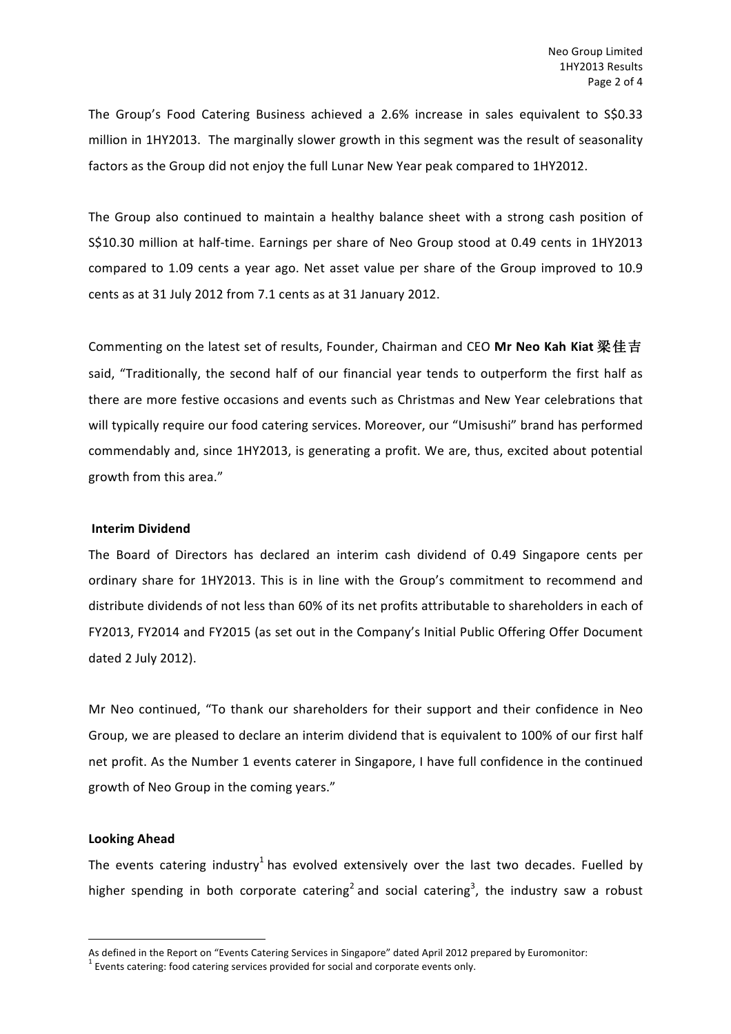The Group's Food Catering Business achieved a 2.6% increase in sales equivalent to S$0.33 million in 1HY2013. The marginally slower growth in this segment was the result of seasonality factors as the Group did not enjoy the full Lunar New Year peak compared to 1HY2012.

The Group also continued to maintain a healthy balance sheet with a strong cash position of S$10.30 million at half-time. Earnings per share of Neo Group stood at 0.49 cents in 1HY2013 compared to 1.09 cents a year ago. Net asset value per share of the Group improved to 10.9 cents as at 31 July 2012 from 7.1 cents as at 31 January 2012.

Commenting on the latest set of results, Founder, Chairman and CEO **Mr Neo Kah Kiat 梁佳吉** said, "Traditionally, the second half of our financial year tends to outperform the first half as there are more festive occasions and events such as Christmas and New Year celebrations that will typically require our food catering services. Moreover, our "Umisushi" brand has performed commendably and, since 1HY2013, is generating a profit. We are, thus, excited about potential growth from this area."

**Interim Dividend**

The Board of Directors has declared an interim cash dividend of 0.49 Singapore cents per ordinary share for 1HY2013. This is in line with the Group's commitment to recommend and distribute dividends of not less than 60% of its net profits attributable to shareholders in each of FY2013, FY2014 and FY2015 (as set out in the Company's Initial Public Offering Offer Document dated 2 July 2012).

Mr Neo continued, "To thank our shareholders for their support and their confidence in Neo Group, we are pleased to declare an interim dividend that is equivalent to 100% of our first half net profit. As the Number 1 events caterer in Singapore, I have full confidence in the continued growth of Neo Group in the coming years."

**Looking Ahead**

The events catering industry[1] has evolved extensively over the last two decades. Fuelled by higher spending in both corporate catering[2] and social catering[3], the industry saw a robust

---

As defined in the Report on "Events Catering Services in Singapore" dated April 2012 prepared by Euromonitor:
[1] Events catering: food catering services provided for social and corporate events only.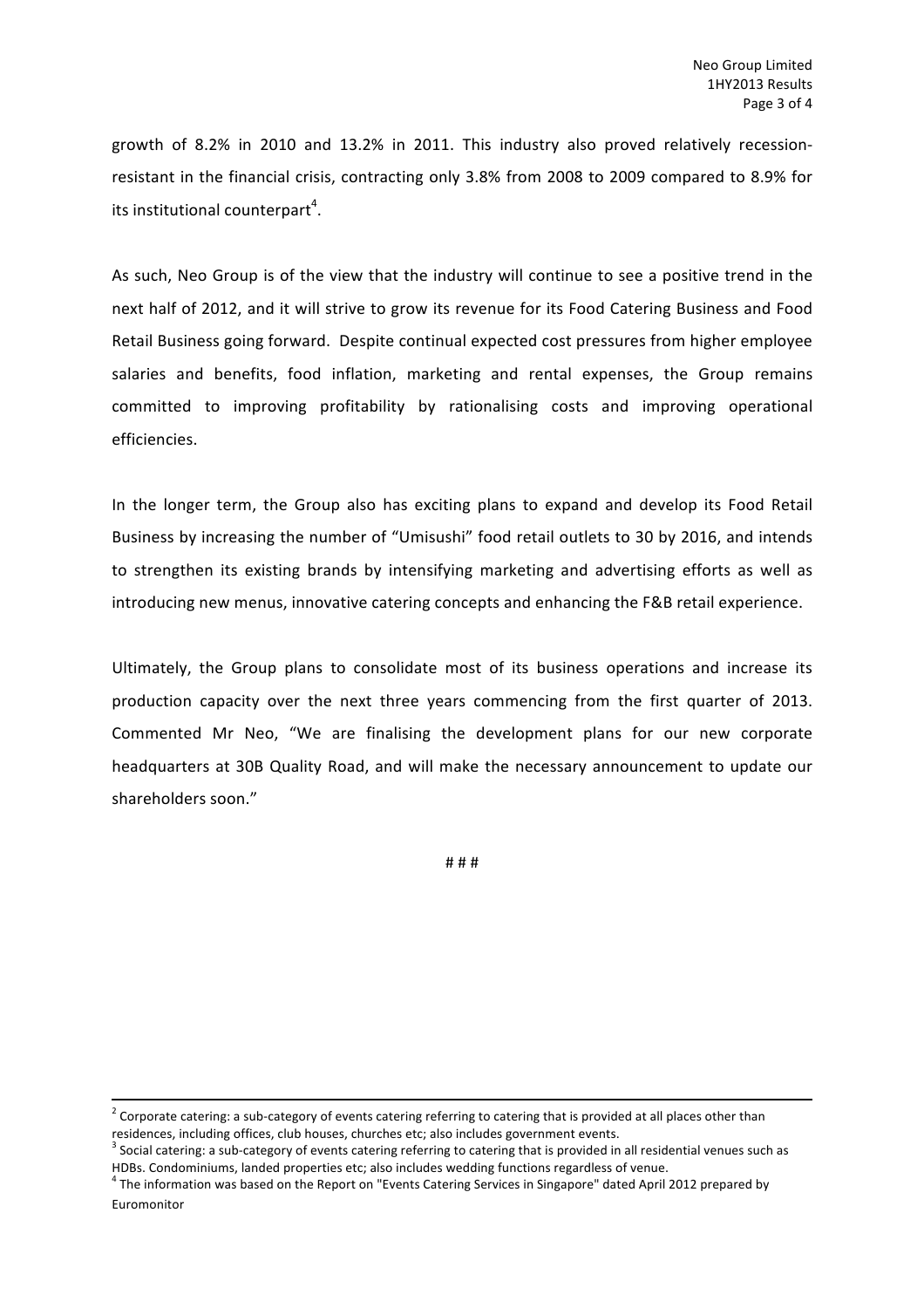growth of 8.2% in 2010 and 13.2% in 2011. This industry also proved relatively recession-resistant in the financial crisis, contracting only 3.8% from 2008 to 2009 compared to 8.9% for its institutional counterpart[4].

As such, Neo Group is of the view that the industry will continue to see a positive trend in the next half of 2012, and it will strive to grow its revenue for its Food Catering Business and Food Retail Business going forward. Despite continual expected cost pressures from higher employee salaries and benefits, food inflation, marketing and rental expenses, the Group remains committed to improving profitability by rationalising costs and improving operational efficiencies.

In the longer term, the Group also has exciting plans to expand and develop its Food Retail Business by increasing the number of "Umisushi" food retail outlets to 30 by 2016, and intends to strengthen its existing brands by intensifying marketing and advertising efforts as well as introducing new menus, innovative catering concepts and enhancing the F&B retail experience.

Ultimately, the Group plans to consolidate most of its business operations and increase its production capacity over the next three years commencing from the first quarter of 2013. Commented Mr Neo, "We are finalising the development plans for our new corporate headquarters at 30B Quality Road, and will make the necessary announcement to update our shareholders soon."

# # #

---

[2] Corporate catering: a sub-category of events catering referring to catering that is provided at all places other than residences, including offices, club houses, churches etc; also includes government events.

[3] Social catering: a sub-category of events catering referring to catering that is provided in all residential venues such as HDBs. Condominiums, landed properties etc; also includes wedding functions regardless of venue.

[4] The information was based on the Report on "Events Catering Services in Singapore" dated April 2012 prepared by Euromonitor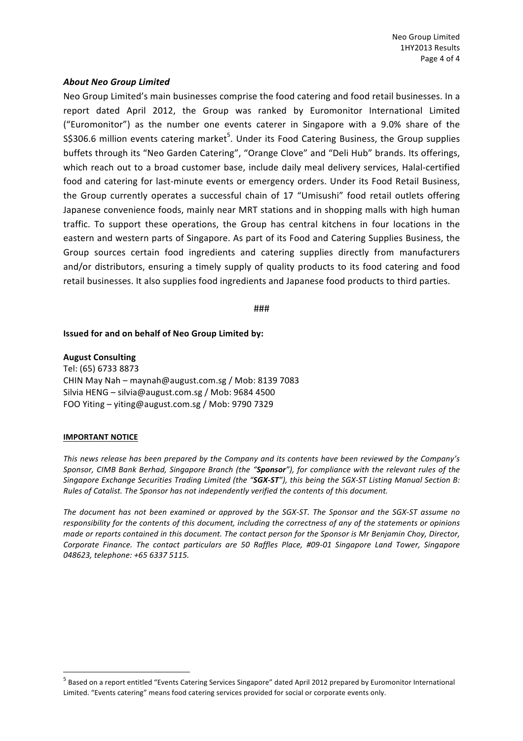### *About Neo Group Limited*

Neo Group Limited's main businesses comprise the food catering and food retail businesses. In a report dated April 2012, the Group was ranked by Euromonitor International Limited ("Euromonitor") as the number one events caterer in Singapore with a 9.0% share of the S$306.6 million events catering market[5]. Under its Food Catering Business, the Group supplies buffets through its "Neo Garden Catering", "Orange Clove" and "Deli Hub" brands. Its offerings, which reach out to a broad customer base, include daily meal delivery services, Halal-certified food and catering for last-minute events or emergency orders. Under its Food Retail Business, the Group currently operates a successful chain of 17 "Umisushi" food retail outlets offering Japanese convenience foods, mainly near MRT stations and in shopping malls with high human traffic. To support these operations, the Group has central kitchens in four locations in the eastern and western parts of Singapore. As part of its Food and Catering Supplies Business, the Group sources certain food ingredients and catering supplies directly from manufacturers and/or distributors, ensuring a timely supply of quality products to its food catering and food retail businesses. It also supplies food ingredients and Japanese food products to third parties.

###

**Issued for and on behalf of Neo Group Limited by:**

**August Consulting**
Tel: (65) 6733 8873
CHIN May Nah – maynah@august.com.sg / Mob: 8139 7083
Silvia HENG – silvia@august.com.sg / Mob: 9684 4500
FOO Yiting – yiting@august.com.sg / Mob: 9790 7329

**IMPORTANT NOTICE**

*This news release has been prepared by the Company and its contents have been reviewed by the Company's Sponsor, CIMB Bank Berhad, Singapore Branch (the "**Sponsor**"), for compliance with the relevant rules of the Singapore Exchange Securities Trading Limited (the "**SGX-ST**"), this being the SGX-ST Listing Manual Section B: Rules of Catalist. The Sponsor has not independently verified the contents of this document.*

*The document has not been examined or approved by the SGX-ST. The Sponsor and the SGX-ST assume no responsibility for the contents of this document, including the correctness of any of the statements or opinions made or reports contained in this document. The contact person for the Sponsor is Mr Benjamin Choy, Director, Corporate Finance. The contact particulars are 50 Raffles Place, #09-01 Singapore Land Tower, Singapore 048623, telephone: +65 6337 5115.*

---

[5] Based on a report entitled "Events Catering Services Singapore" dated April 2012 prepared by Euromonitor International Limited. "Events catering" means food catering services provided for social or corporate events only.